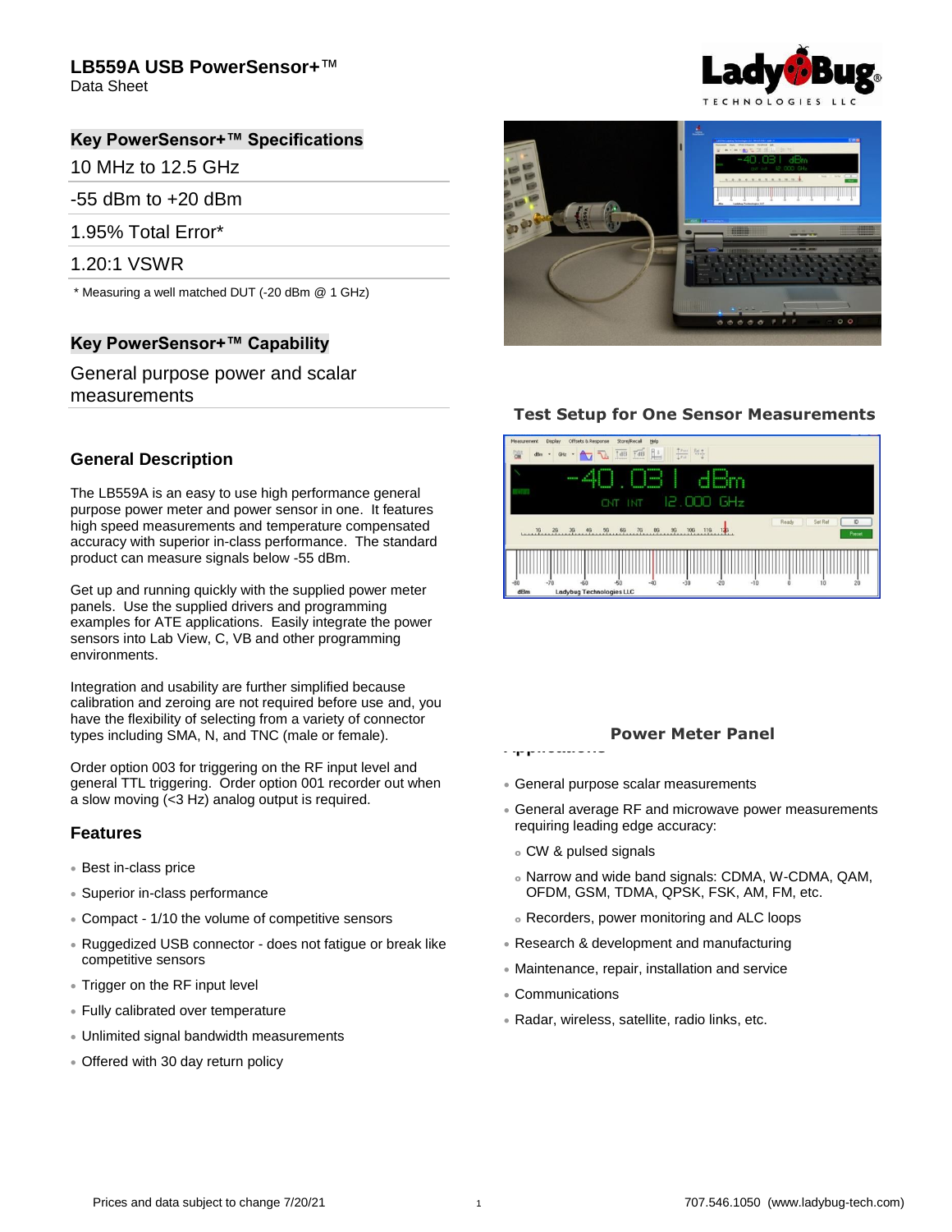# LB559A USB PowerSensor+™

Data Sheet

## Key PowerSensor+™ Specifications

10 MHz to 12.5 GHz

-55 dBm to +20 dBm

1.95% Total Error*

1.20:1 VSWR

* Measuring a well matched DUT (-20 dBm @ 1 GHz)

## Key PowerSensor+™ Capability

General purpose power and scalar measurements

Test Setup for One Sensor Measurements

Power Meter Panel

## General Description

The LB559A is an easy to use high performance general purpose power meter and power sensor in one. It features high speed measurements and temperature compensated accuracy with superior in-class performance. The standard product can measure signals below -55 dBm.

Get up and running quickly with the supplied power meter panels. Use the supplied drivers and programming examples for ATE applications. Easily integrate the power sensors into Lab View, C, VB and other programming environments.

Integration and usability are further simplified because calibration and zeroing are not required before use and, you have the flexibility of selecting from a variety of connector types including SMA, N, and TNC (male or female).

Order option 003 for triggering on the RF input level and general TTL triggering. Order option 001 recorder out when a slow moving (<3 Hz) analog output is required.

## Features

- Best in-class price
- Superior in-class performance
- Compact - 1/10 the volume of competitive sensors
- Ruggedized USB connector - does not fatigue or break like competitive sensors
- Trigger on the RF input level
- Fully calibrated over temperature
- Unlimited signal bandwidth measurements
- Offered with 30 day return policy

## Applications

- General purpose scalar measurements
- General average RF and microwave power measurements requiring leading edge accuracy:
  - CW & pulsed signals
  - Narrow and wide band signals: CDMA, W-CDMA, QAM, OFDM, GSM, TDMA, QPSK, FSK, AM, FM, etc.
  - Recorders, power monitoring and ALC loops
- Research & development and manufacturing
- Maintenance, repair, installation and service
- Communications
- Radar, wireless, satellite, radio links, etc.

Prices and data subject to change 7/20/21

707.546.1050 (www.ladybug-tech.com)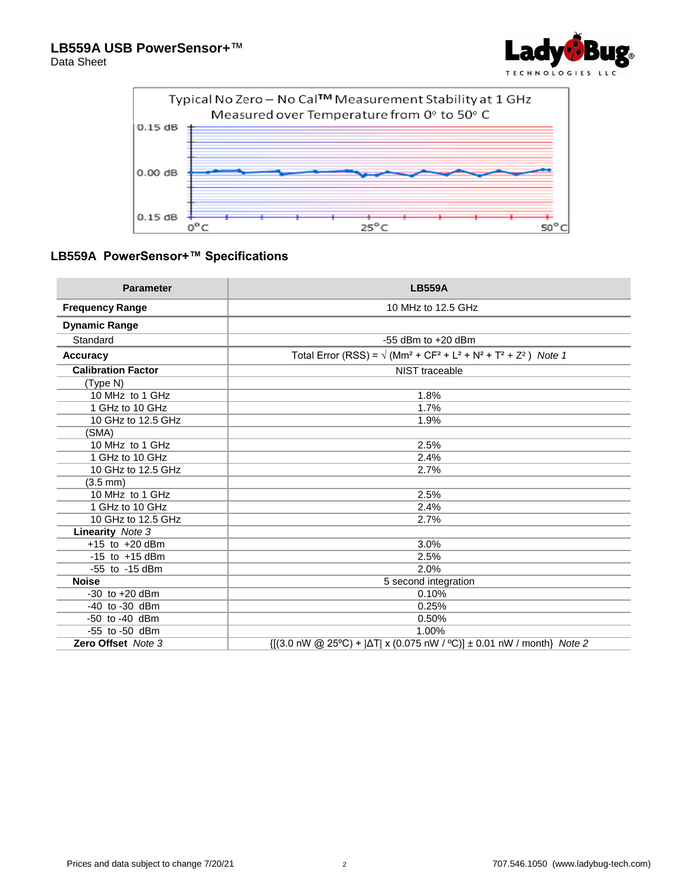# LB559A USB PowerSensor+™

Data Sheet

Typical No Zero – No Cal™ Measurement Stability at 1 GHz
Measured over Temperature from 0° to 50° C

## LB559A PowerSensor+™ Specifications

| Parameter | LB559A |
|---|---|
| **Frequency Range** | 10 MHz to 12.5 GHz |
| **Dynamic Range** | |
| Standard | -55 dBm to +20 dBm |
| **Accuracy** | Total Error (RSS) = $\sqrt{(Mm^2 + CF^2 + L^2 + N^2 + T^2 + Z^2)}$ *Note 1* |
| **Calibration Factor** | NIST traceable |
| (Type N) | |
| 10 MHz to 1 GHz | 1.8% |
| 1 GHz to 10 GHz | 1.7% |
| 10 GHz to 12.5 GHz | 1.9% |
| (SMA) | |
| 10 MHz to 1 GHz | 2.5% |
| 1 GHz to 10 GHz | 2.4% |
| 10 GHz to 12.5 GHz | 2.7% |
| (3.5 mm) | |
| 10 MHz to 1 GHz | 2.5% |
| 1 GHz to 10 GHz | 2.4% |
| 10 GHz to 12.5 GHz | 2.7% |
| **Linearity** *Note 3* | |
| +15 to +20 dBm | 3.0% |
| -15 to +15 dBm | 2.5% |
| -55 to -15 dBm | 2.0% |
| **Noise** | 5 second integration |
| -30 to +20 dBm | 0.10% |
| -40 to -30 dBm | 0.25% |
| -50 to -40 dBm | 0.50% |
| -55 to -50 dBm | 1.00% |
| **Zero Offset** *Note 3* | {[(3.0 nW @ 25ºC) + \|ΔT\| x (0.075 nW / ºC)] ± 0.01 nW / month} *Note 2* |

Prices and data subject to change 7/20/21 — 707.546.1050 (www.ladybug-tech.com)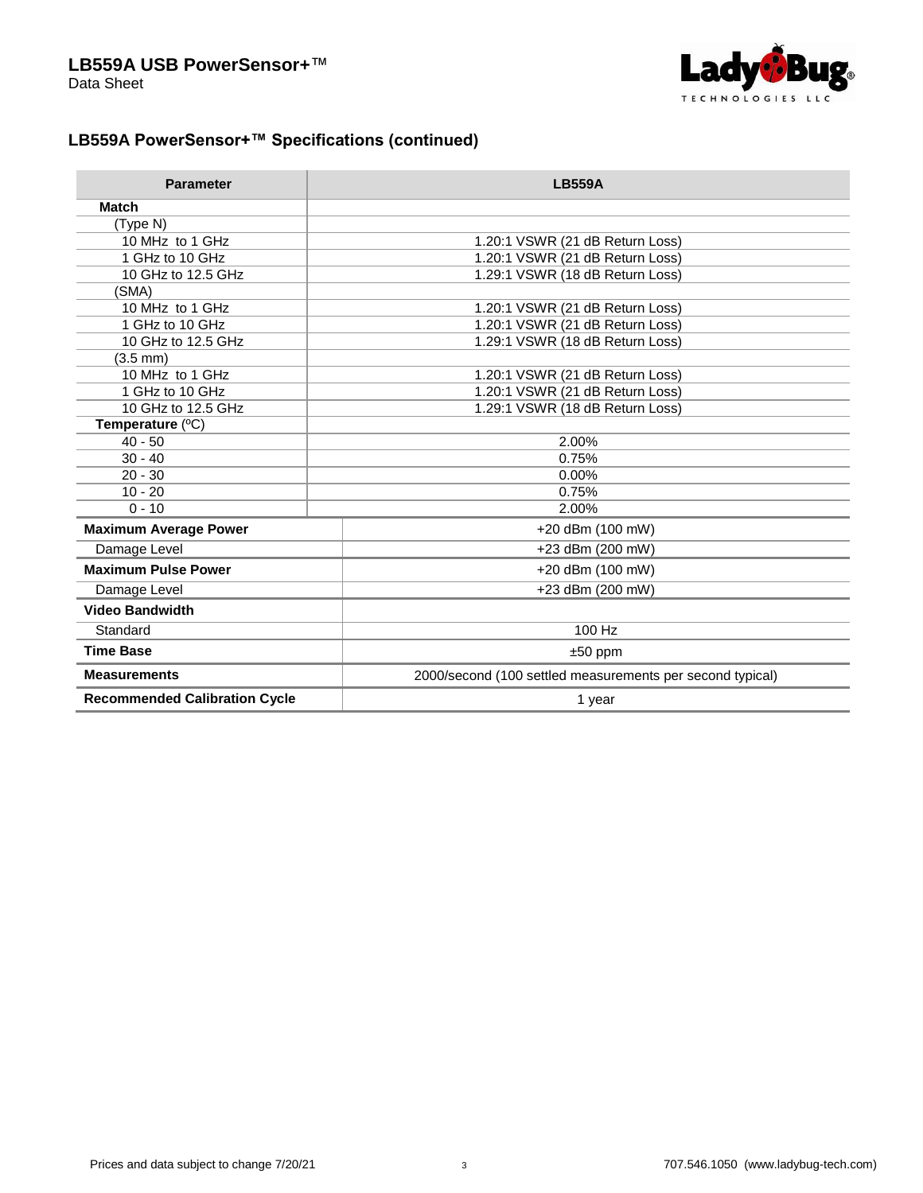## LB559A PowerSensor+™ Specifications (continued)

| Parameter | LB559A |
|---|---|
| **Match** | |
| (Type N) | |
| 10 MHz to 1 GHz | 1.20:1 VSWR (21 dB Return Loss) |
| 1 GHz to 10 GHz | 1.20:1 VSWR (21 dB Return Loss) |
| 10 GHz to 12.5 GHz | 1.29:1 VSWR (18 dB Return Loss) |
| (SMA) | |
| 10 MHz to 1 GHz | 1.20:1 VSWR (21 dB Return Loss) |
| 1 GHz to 10 GHz | 1.20:1 VSWR (21 dB Return Loss) |
| 10 GHz to 12.5 GHz | 1.29:1 VSWR (18 dB Return Loss) |
| (3.5 mm) | |
| 10 MHz to 1 GHz | 1.20:1 VSWR (21 dB Return Loss) |
| 1 GHz to 10 GHz | 1.20:1 VSWR (21 dB Return Loss) |
| 10 GHz to 12.5 GHz | 1.29:1 VSWR (18 dB Return Loss) |
| **Temperature** (ºC) | |
| 40 - 50 | 2.00% |
| 30 - 40 | 0.75% |
| 20 - 30 | 0.00% |
| 10 - 20 | 0.75% |
| 0 - 10 | 2.00% |
| **Maximum Average Power** | +20 dBm (100 mW) |
| Damage Level | +23 dBm (200 mW) |
| **Maximum Pulse Power** | +20 dBm (100 mW) |
| Damage Level | +23 dBm (200 mW) |
| **Video Bandwidth** | |
| Standard | 100 Hz |
| **Time Base** | ±50 ppm |
| **Measurements** | 2000/second (100 settled measurements per second typical) |
| **Recommended Calibration Cycle** | 1 year |

Prices and data subject to change 7/20/21 | 707.546.1050 (www.ladybug-tech.com)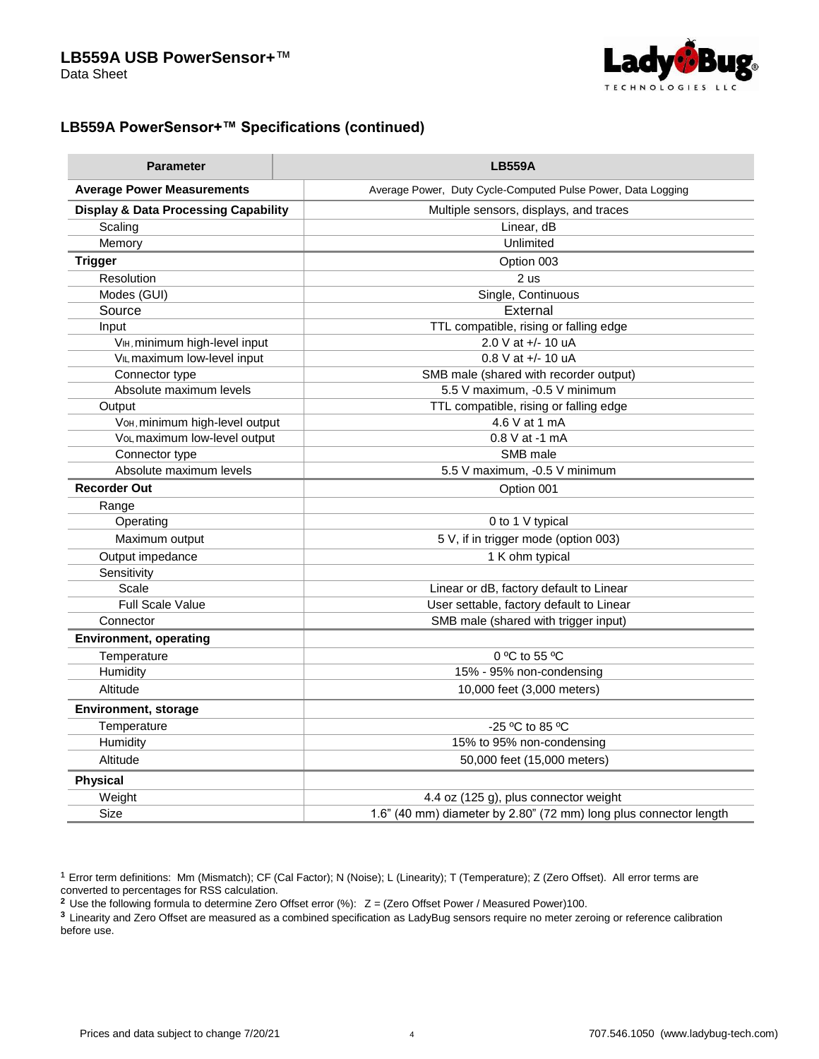## LB559A PowerSensor+™ Specifications (continued)

| Parameter | LB559A |
|---|---|
| **Average Power Measurements** | Average Power, Duty Cycle-Computed Pulse Power, Data Logging |
| **Display & Data Processing Capability** | Multiple sensors, displays, and traces |
| Scaling | Linear, dB |
| Memory | Unlimited |
| **Trigger** | Option 003 |
| Resolution | 2 us |
| Modes (GUI) | Single, Continuous |
| Source | External |
| Input | TTL compatible, rising or falling edge |
| $V_{IH}$, minimum high-level input | 2.0 V at +/- 10 uA |
| $V_{IL}$, maximum low-level input | 0.8 V at +/- 10 uA |
| Connector type | SMB male (shared with recorder output) |
| Absolute maximum levels | 5.5 V maximum, -0.5 V minimum |
| Output | TTL compatible, rising or falling edge |
| $V_{OH}$, minimum high-level output | 4.6 V at 1 mA |
| $V_{OL}$, maximum low-level output | 0.8 V at -1 mA |
| Connector type | SMB male |
| Absolute maximum levels | 5.5 V maximum, -0.5 V minimum |
| **Recorder Out** | Option 001 |
| Range | |
| Operating | 0 to 1 V typical |
| Maximum output | 5 V, if in trigger mode (option 003) |
| Output impedance | 1 K ohm typical |
| Sensitivity | |
| Scale | Linear or dB, factory default to Linear |
| Full Scale Value | User settable, factory default to Linear |
| Connector | SMB male (shared with trigger input) |
| **Environment, operating** | |
| Temperature | 0 ºC to 55 ºC |
| Humidity | 15% - 95% non-condensing |
| Altitude | 10,000 feet (3,000 meters) |
| **Environment, storage** | |
| Temperature | -25 ºC to 85 ºC |
| Humidity | 15% to 95% non-condensing |
| Altitude | 50,000 feet (15,000 meters) |
| **Physical** | |
| Weight | 4.4 oz (125 g), plus connector weight |
| Size | 1.6" (40 mm) diameter by 2.80" (72 mm) long plus connector length |

[1] Error term definitions: Mm (Mismatch); CF (Cal Factor); N (Noise); L (Linearity); T (Temperature); Z (Zero Offset). All error terms are converted to percentages for RSS calculation.

[2] Use the following formula to determine Zero Offset error (%): Z = (Zero Offset Power / Measured Power)100.

[3] Linearity and Zero Offset are measured as a combined specification as LadyBug sensors require no meter zeroing or reference calibration before use.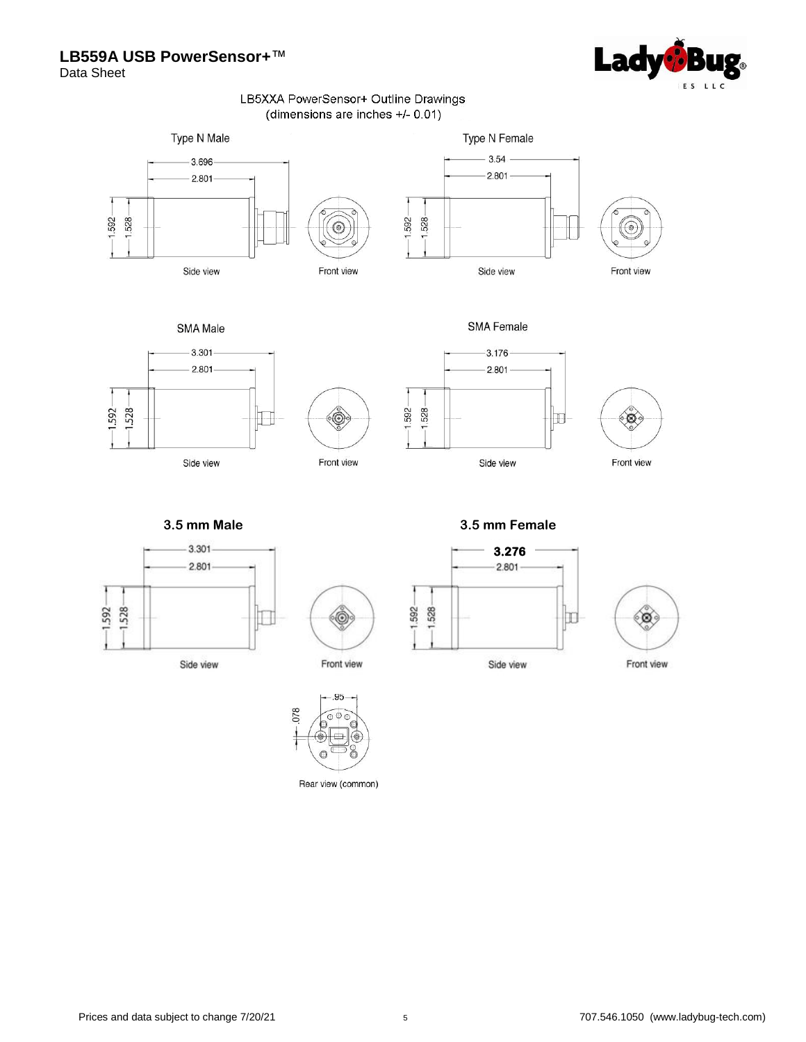# LB559A USB PowerSensor+™

Data Sheet

LB5XXA PowerSensor+ Outline Drawings
(dimensions are inches +/- 0.01)

### Type N Male

3.696
2.801
1.592
1.528

Side view

Front view

### Type N Female

3.54
2.801
1.592
1.528

Side view

Front view

### SMA Male

3.301
2.801
1.592
1.528

Side view

Front view

### SMA Female

3.176
2.801
1.592
1.528

Side view

Front view

### 3.5 mm Male

3.301
2.801
1.592
1.528

Side view

Front view

### 3.5 mm Female

**3.276**
2.801
1.592
1.528

Side view

Front view

.95
.078

Rear view (common)

Prices and data subject to change 7/20/21

707.546.1050 (www.ladybug-tech.com)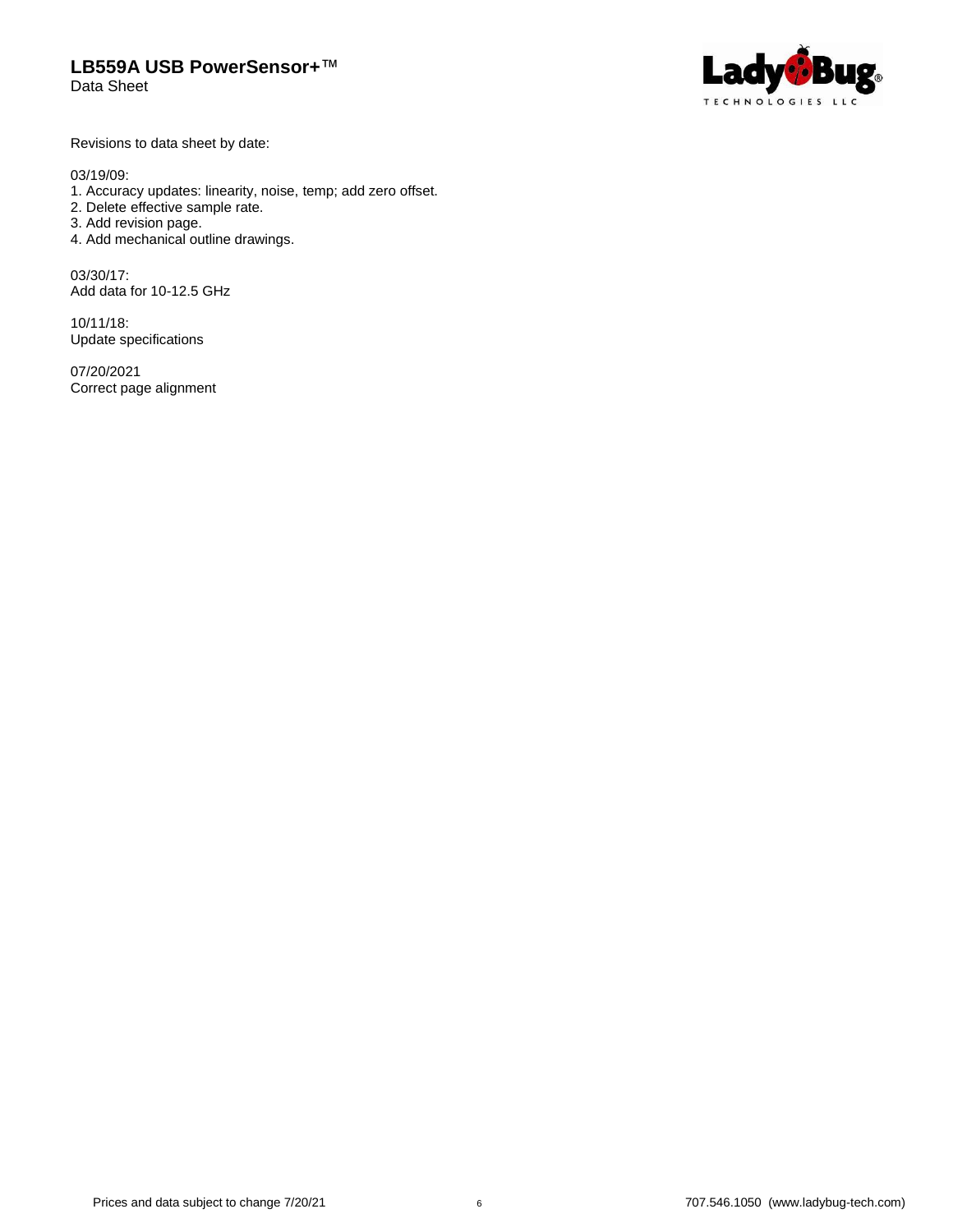Revisions to data sheet by date:

03/19/09:

1. Accuracy updates: linearity, noise, temp; add zero offset.
2. Delete effective sample rate.
3. Add revision page.
4. Add mechanical outline drawings.

03/30/17:
Add data for 10-12.5 GHz

10/11/18:
Update specifications

07/20/2021
Correct page alignment